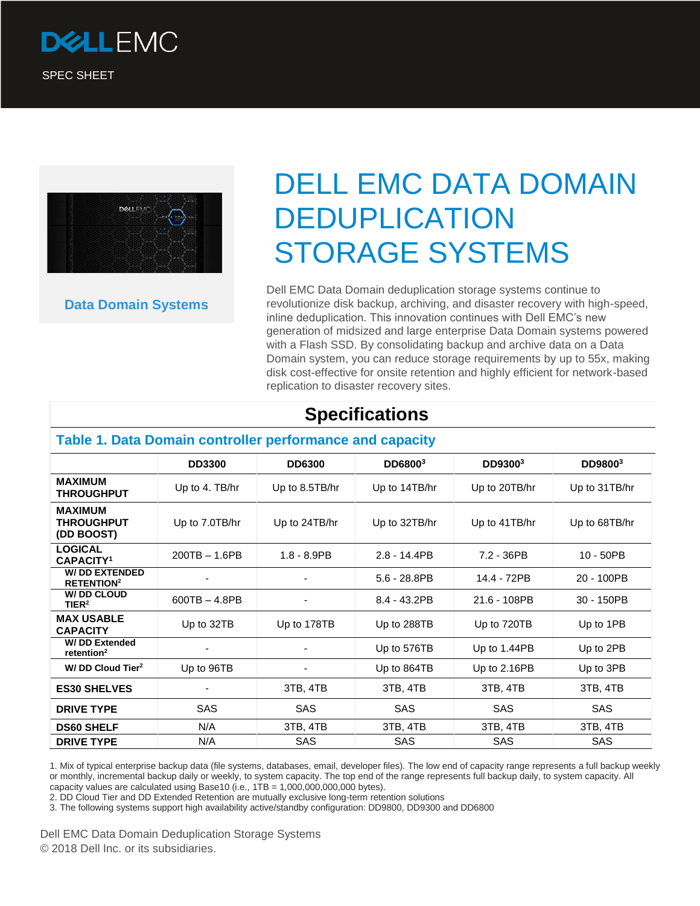DELL EMC

SPEC SHEET

Data Domain Systems

# DELL EMC DATA DOMAIN DEDUPLICATION STORAGE SYSTEMS

Dell EMC Data Domain deduplication storage systems continue to revolutionize disk backup, archiving, and disaster recovery with high-speed, inline deduplication. This innovation continues with Dell EMC's new generation of midsized and large enterprise Data Domain systems powered with a Flash SSD. By consolidating backup and archive data on a Data Domain system, you can reduce storage requirements by up to 55x, making disk cost-effective for onsite retention and highly efficient for network-based replication to disaster recovery sites.

## Specifications

### Table 1. Data Domain controller performance and capacity

| | DD3300 | DD6300 | DD6800[3] | DD9300[3] | DD9800[3] |
|---|---|---|---|---|---|
| **MAXIMUM THROUGHPUT** | Up to 4. TB/hr | Up to 8.5TB/hr | Up to 14TB/hr | Up to 20TB/hr | Up to 31TB/hr |
| **MAXIMUM THROUGHPUT (DD BOOST)** | Up to 7.0TB/hr | Up to 24TB/hr | Up to 32TB/hr | Up to 41TB/hr | Up to 68TB/hr |
| **LOGICAL CAPACITY[1]** | 200TB – 1.6PB | 1.8 - 8.9PB | 2.8 - 14.4PB | 7.2 - 36PB | 10 - 50PB |
| **W/ DD EXTENDED RETENTION[2]** | - | - | 5.6 - 28.8PB | 14.4 - 72PB | 20 - 100PB |
| **W/ DD CLOUD TIER[2]** | 600TB – 4.8PB | - | 8.4 - 43.2PB | 21.6 - 108PB | 30 - 150PB |
| **MAX USABLE CAPACITY** | Up to 32TB | Up to 178TB | Up to 288TB | Up to 720TB | Up to 1PB |
| **W/ DD Extended retention[2]** | - | - | Up to 576TB | Up to 1.44PB | Up to 2PB |
| **W/ DD Cloud Tier[2]** | Up to 96TB | - | Up to 864TB | Up to 2.16PB | Up to 3PB |
| **ES30 SHELVES** | - | 3TB, 4TB | 3TB, 4TB | 3TB, 4TB | 3TB, 4TB |
| **DRIVE TYPE** | SAS | SAS | SAS | SAS | SAS |
| **DS60 SHELF** | N/A | 3TB, 4TB | 3TB, 4TB | 3TB, 4TB | 3TB, 4TB |
| **DRIVE TYPE** | N/A | SAS | SAS | SAS | SAS |

1. Mix of typical enterprise backup data (file systems, databases, email, developer files). The low end of capacity range represents a full backup weekly or monthly, incremental backup daily or weekly, to system capacity. The top end of the range represents full backup daily, to system capacity. All capacity values are calculated using Base10 (i.e., 1TB = 1,000,000,000,000 bytes).
2. DD Cloud Tier and DD Extended Retention are mutually exclusive long-term retention solutions
3. The following systems support high availability active/standby configuration: DD9800, DD9300 and DD6800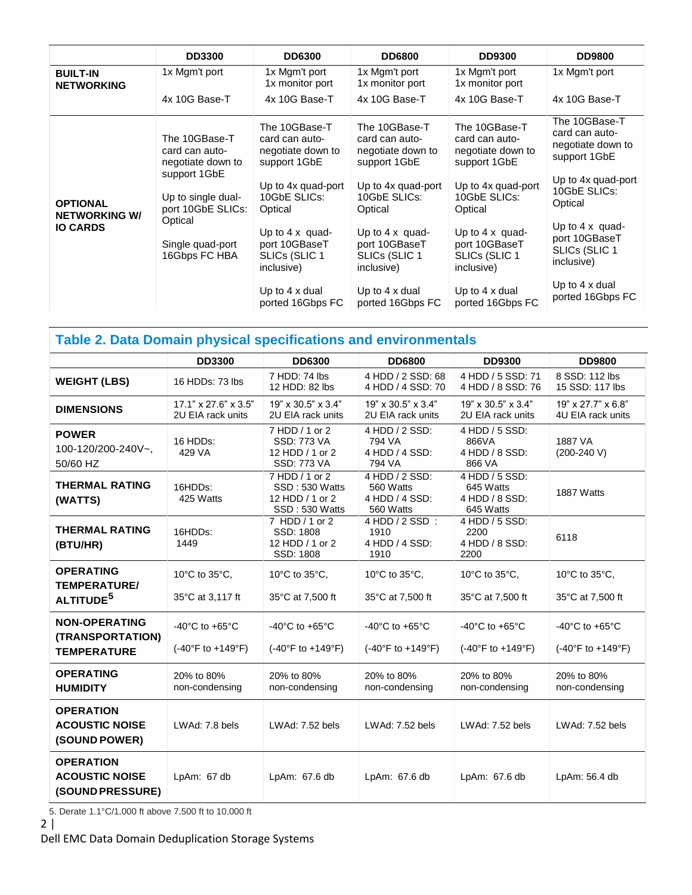| | DD3300 | DD6300 | DD6800 | DD9300 | DD9800 |
|---|---|---|---|---|---|
| **BUILT-IN NETWORKING** | 1x Mgm't port<br><br>4x 10G Base-T | 1x Mgm't port<br>1x monitor port<br>4x 10G Base-T | 1x Mgm't port<br>1x monitor port<br>4x 10G Base-T | 1x Mgm't port<br>1x monitor port<br>4x 10G Base-T | 1x Mgm't port<br><br>4x 10G Base-T |
| **OPTIONAL NETWORKING W/ IO CARDS** | The 10GBase-T card can auto-negotiate down to support 1GbE<br><br>Up to single dual-port 10GbE SLICs: Optical<br><br>Single quad-port 16Gbps FC HBA | The 10GBase-T card can auto-negotiate down to support 1GbE<br><br>Up to 4x quad-port 10GbE SLICs: Optical<br><br>Up to 4 x quad-port 10GBaseT SLICs (SLIC 1 inclusive)<br><br>Up to 4 x dual ported 16Gbps FC | The 10GBase-T card can auto-negotiate down to support 1GbE<br><br>Up to 4x quad-port 10GbE SLICs: Optical<br><br>Up to 4 x quad-port 10GBaseT SLICs (SLIC 1 inclusive)<br><br>Up to 4 x dual ported 16Gbps FC | The 10GBase-T card can auto-negotiate down to support 1GbE<br><br>Up to 4x quad-port 10GbE SLICs: Optical<br><br>Up to 4 x quad-port 10GBaseT SLICs (SLIC 1 inclusive)<br><br>Up to 4 x dual ported 16Gbps FC | The 10GBase-T card can auto-negotiate down to support 1GbE<br><br>Up to 4x quad-port 10GbE SLICs: Optical<br><br>Up to 4 x quad-port 10GBaseT SLICs (SLIC 1 inclusive)<br><br>Up to 4 x dual ported 16Gbps FC |

## Table 2. Data Domain physical specifications and environmentals

| | DD3300 | DD6300 | DD6800 | DD9300 | DD9800 |
|---|---|---|---|---|---|
| **WEIGHT (LBS)** | 16 HDDs: 73 lbs | 7 HDD: 74 lbs<br>12 HDD: 82 lbs | 4 HDD / 2 SSD: 68<br>4 HDD / 4 SSD: 70 | 4 HDD / 5 SSD: 71<br>4 HDD / 8 SSD: 76 | 8 SSD: 112 lbs<br>15 SSD: 117 lbs |
| **DIMENSIONS** | 17.1" x 27.6" x 3.5"<br>2U EIA rack units | 19" x 30.5" x 3.4"<br>2U EIA rack units | 19" x 30.5" x 3.4"<br>2U EIA rack units | 19" x 30.5" x 3.4"<br>2U EIA rack units | 19" x 27.7" x 6.8"<br>4U EIA rack units |
| **POWER** 100-120/200-240V~, 50/60 HZ | 16 HDDs:<br>429 VA | 7 HDD / 1 or 2 SSD: 773 VA<br>12 HDD / 1 or 2 SSD: 773 VA | 4 HDD / 2 SSD: 794 VA<br>4 HDD / 4 SSD: 794 VA | 4 HDD / 5 SSD: 866VA<br>4 HDD / 8 SSD: 866 VA | 1887 VA<br>(200-240 V) |
| **THERMAL RATING (WATTS)** | 16HDDs:<br>425 Watts | 7 HDD / 1 or 2 SSD : 530 Watts<br>12 HDD / 1 or 2 SSD : 530 Watts | 4 HDD / 2 SSD: 560 Watts<br>4 HDD / 4 SSD: 560 Watts | 4 HDD / 5 SSD: 645 Watts<br>4 HDD / 8 SSD: 645 Watts | 1887 Watts |
| **THERMAL RATING (BTU/HR)** | 16HDDs:<br>1449 | 7 HDD / 1 or 2 SSD: 1808<br>12 HDD / 1 or 2 SSD: 1808 | 4 HDD / 2 SSD : 1910<br>4 HDD / 4 SSD: 1910 | 4 HDD / 5 SSD: 2200<br>4 HDD / 8 SSD: 2200 | 6118 |
| **OPERATING TEMPERATURE/ ALTITUDE[5]** | 10°C to 35°C,<br><br>35°C at 3,117 ft | 10°C to 35°C,<br><br>35°C at 7,500 ft | 10°C to 35°C,<br><br>35°C at 7,500 ft | 10°C to 35°C,<br><br>35°C at 7,500 ft | 10°C to 35°C,<br><br>35°C at 7,500 ft |
| **NON-OPERATING (TRANSPORTATION) TEMPERATURE** | -40°C to +65°C<br><br>(-40°F to +149°F) | -40°C to +65°C<br><br>(-40°F to +149°F) | -40°C to +65°C<br><br>(-40°F to +149°F) | -40°C to +65°C<br><br>(-40°F to +149°F) | -40°C to +65°C<br><br>(-40°F to +149°F) |
| **OPERATING HUMIDITY** | 20% to 80% non-condensing | 20% to 80% non-condensing | 20% to 80% non-condensing | 20% to 80% non-condensing | 20% to 80% non-condensing |
| **OPERATION ACOUSTIC NOISE (SOUND POWER)** | LWAd: 7.8 bels | LWAd: 7.52 bels | LWAd: 7.52 bels | LWAd: 7.52 bels | LWAd: 7.52 bels |
| **OPERATION ACOUSTIC NOISE (SOUND PRESSURE)** | LpAm: 67 db | LpAm: 67.6 db | LpAm: 67.6 db | LpAm: 67.6 db | LpAm: 56.4 db |

5. Derate 1.1°C/1,000 ft above 7,500 ft to 10,000 ft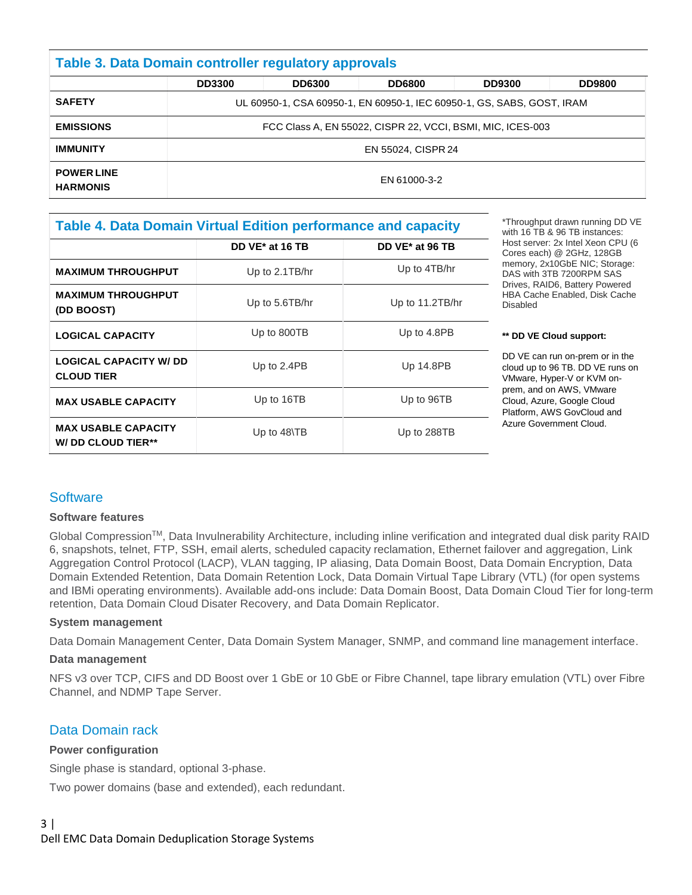## Table 3. Data Domain controller regulatory approvals

| | DD3300 | DD6300 | DD6800 | DD9300 | DD9800 |
|---|---|---|---|---|---|
| **SAFETY** | UL 60950-1, CSA 60950-1, EN 60950-1, IEC 60950-1, GS, SABS, GOST, IRAM | | | | |
| **EMISSIONS** | FCC Class A, EN 55022, CISPR 22, VCCI, BSMI, MIC, ICES-003 | | | | |
| **IMMUNITY** | EN 55024, CISPR 24 | | | | |
| **POWER LINE HARMONIS** | EN 61000-3-2 | | | | |

## Table 4. Data Domain Virtual Edition performance and capacity

| | DD VE* at 16 TB | DD VE* at 96 TB |
|---|---|---|
| **MAXIMUM THROUGHPUT** | Up to 2.1TB/hr | Up to 4TB/hr |
| **MAXIMUM THROUGHPUT (DD BOOST)** | Up to 5.6TB/hr | Up to 11.2TB/hr |
| **LOGICAL CAPACITY** | Up to 800TB | Up to 4.8PB |
| **LOGICAL CAPACITY W/ DD CLOUD TIER** | Up to 2.4PB | Up 14.8PB |
| **MAX USABLE CAPACITY** | Up to 16TB | Up to 96TB |
| **MAX USABLE CAPACITY W/ DD CLOUD TIER**** | Up to 48\TB | Up to 288TB |

*Throughput drawn running DD VE with 16 TB & 96 TB instances: Host server: 2x Intel Xeon CPU (6 Cores each) @ 2GHz, 128GB memory, 2x10GbE NIC; Storage: DAS with 3TB 7200RPM SAS Drives, RAID6, Battery Powered HBA Cache Enabled, Disk Cache Disabled

**** DD VE Cloud support:**

DD VE can run on-prem or in the cloud up to 96 TB. DD VE runs on VMware, Hyper-V or KVM on-prem, and on AWS, VMware Cloud, Azure, Google Cloud Platform, AWS GovCloud and Azure Government Cloud.

## Software

**Software features**

Global Compression™, Data Invulnerability Architecture, including inline verification and integrated dual disk parity RAID 6, snapshots, telnet, FTP, SSH, email alerts, scheduled capacity reclamation, Ethernet failover and aggregation, Link Aggregation Control Protocol (LACP), VLAN tagging, IP aliasing, Data Domain Boost, Data Domain Encryption, Data Domain Extended Retention, Data Domain Retention Lock, Data Domain Virtual Tape Library (VTL) (for open systems and IBMi operating environments). Available add-ons include: Data Domain Boost, Data Domain Cloud Tier for long-term retention, Data Domain Cloud Disater Recovery, and Data Domain Replicator.

**System management**

Data Domain Management Center, Data Domain System Manager, SNMP, and command line management interface.

**Data management**

NFS v3 over TCP, CIFS and DD Boost over 1 GbE or 10 GbE or Fibre Channel, tape library emulation (VTL) over Fibre Channel, and NDMP Tape Server.

## Data Domain rack

**Power configuration**

Single phase is standard, optional 3-phase.

Two power domains (base and extended), each redundant.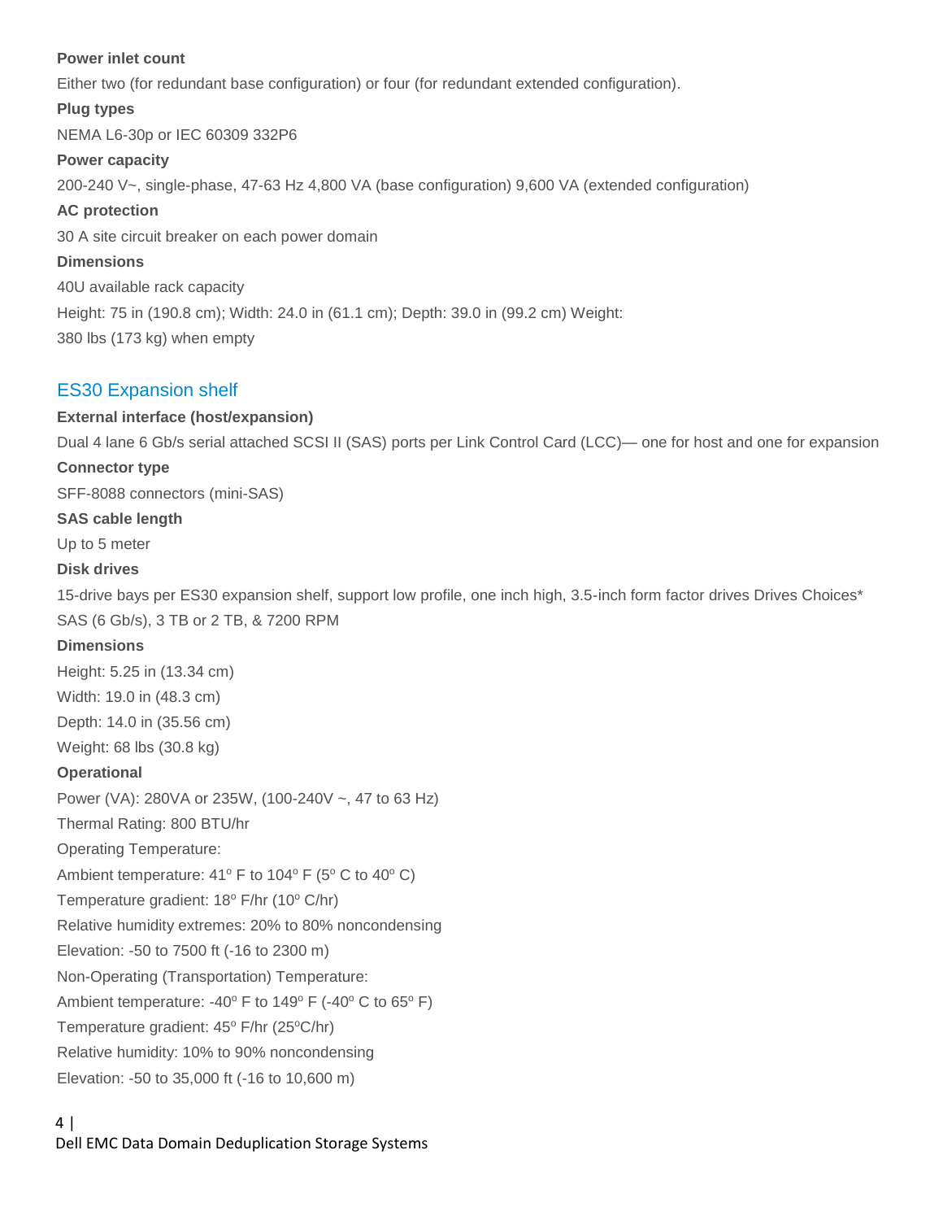**Power inlet count**

Either two (for redundant base configuration) or four (for redundant extended configuration).

**Plug types**

NEMA L6-30p or IEC 60309 332P6

**Power capacity**

200-240 V~, single-phase, 47-63 Hz 4,800 VA (base configuration) 9,600 VA (extended configuration)

**AC protection**

30 A site circuit breaker on each power domain

**Dimensions**

40U available rack capacity

Height: 75 in (190.8 cm); Width: 24.0 in (61.1 cm); Depth: 39.0 in (99.2 cm) Weight:

380 lbs (173 kg) when empty

## ES30 Expansion shelf

**External interface (host/expansion)**

Dual 4 lane 6 Gb/s serial attached SCSI II (SAS) ports per Link Control Card (LCC)— one for host and one for expansion

**Connector type**

SFF-8088 connectors (mini-SAS)

**SAS cable length**

Up to 5 meter

**Disk drives**

15-drive bays per ES30 expansion shelf, support low profile, one inch high, 3.5-inch form factor drives Drives Choices* SAS (6 Gb/s), 3 TB or 2 TB, & 7200 RPM

**Dimensions**

Height: 5.25 in (13.34 cm)

Width: 19.0 in (48.3 cm)

Depth: 14.0 in (35.56 cm)

Weight: 68 lbs (30.8 kg)

**Operational**

Power (VA): 280VA or 235W, (100-240V ~, 47 to 63 Hz)

Thermal Rating: 800 BTU/hr

Operating Temperature:

Ambient temperature: 41º F to 104º F (5º C to 40º C)

Temperature gradient: 18º F/hr (10º C/hr)

Relative humidity extremes: 20% to 80% noncondensing

Elevation: -50 to 7500 ft (-16 to 2300 m)

Non-Operating (Transportation) Temperature:

Ambient temperature: -40º F to 149º F (-40º C to 65º F)

Temperature gradient: 45º F/hr (25ºC/hr)

Relative humidity: 10% to 90% noncondensing

Elevation: -50 to 35,000 ft (-16 to 10,600 m)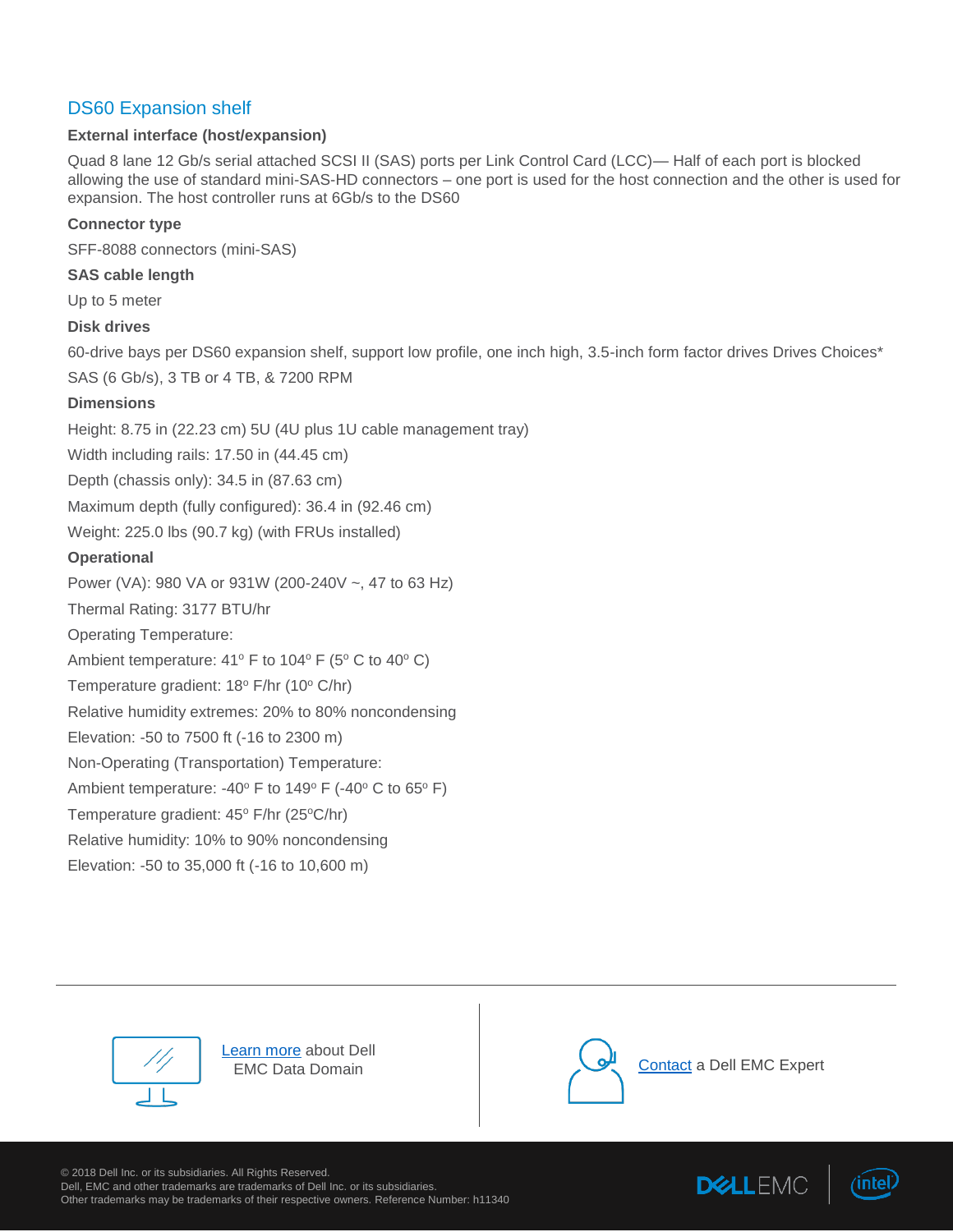## DS60 Expansion shelf

**External interface (host/expansion)**

Quad 8 lane 12 Gb/s serial attached SCSI II (SAS) ports per Link Control Card (LCC)— Half of each port is blocked allowing the use of standard mini-SAS-HD connectors – one port is used for the host connection and the other is used for expansion. The host controller runs at 6Gb/s to the DS60

**Connector type**

SFF-8088 connectors (mini-SAS)

**SAS cable length**

Up to 5 meter

**Disk drives**

60-drive bays per DS60 expansion shelf, support low profile, one inch high, 3.5-inch form factor drives Drives Choices*

SAS (6 Gb/s), 3 TB or 4 TB, & 7200 RPM

**Dimensions**

Height: 8.75 in (22.23 cm) 5U (4U plus 1U cable management tray)

Width including rails: 17.50 in (44.45 cm)

Depth (chassis only): 34.5 in (87.63 cm)

Maximum depth (fully configured): 36.4 in (92.46 cm)

Weight: 225.0 lbs (90.7 kg) (with FRUs installed)

**Operational**

Power (VA): 980 VA or 931W (200-240V ~, 47 to 63 Hz)

Thermal Rating: 3177 BTU/hr

Operating Temperature:

Ambient temperature: 41º F to 104º F (5º C to 40º C)

Temperature gradient: 18º F/hr (10º C/hr)

Relative humidity extremes: 20% to 80% noncondensing

Elevation: -50 to 7500 ft (-16 to 2300 m)

Non-Operating (Transportation) Temperature:

Ambient temperature: -40º F to 149º F (-40º C to 65º F)

Temperature gradient: 45º F/hr (25ºC/hr)

Relative humidity: 10% to 90% noncondensing

Elevation: -50 to 35,000 ft (-16 to 10,600 m)

Learn more about Dell EMC Data Domain

Contact a Dell EMC Expert

© 2018 Dell Inc. or its subsidiaries. All Rights Reserved.
Dell, EMC and other trademarks are trademarks of Dell Inc. or its subsidiaries.
Other trademarks may be trademarks of their respective owners. Reference Number: h11340